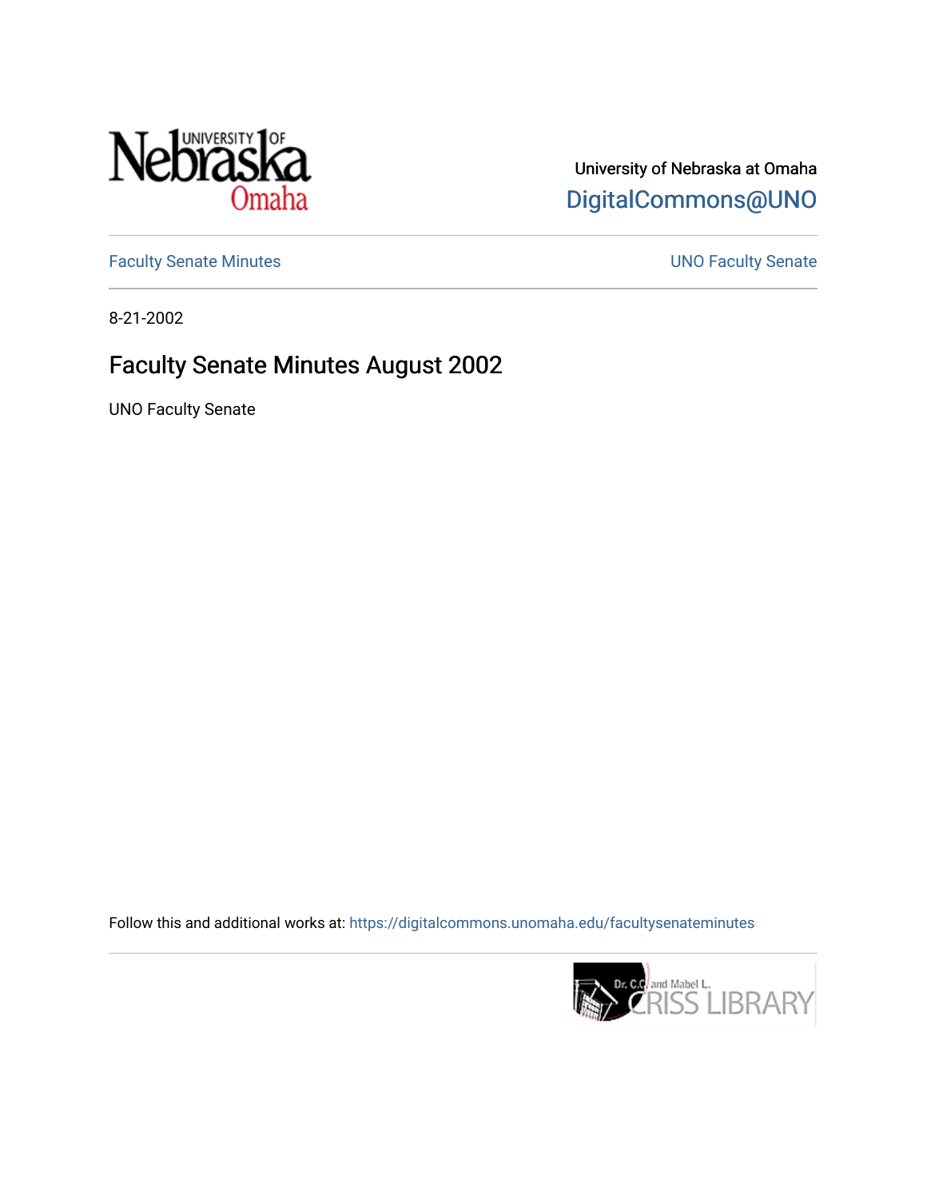University of Nebraska at Omaha

DigitalCommons@UNO

Faculty Senate Minutes

UNO Faculty Senate

8-21-2002

# Faculty Senate Minutes August 2002

UNO Faculty Senate

Follow this and additional works at: https://digitalcommons.unomaha.edu/facultysenateminutes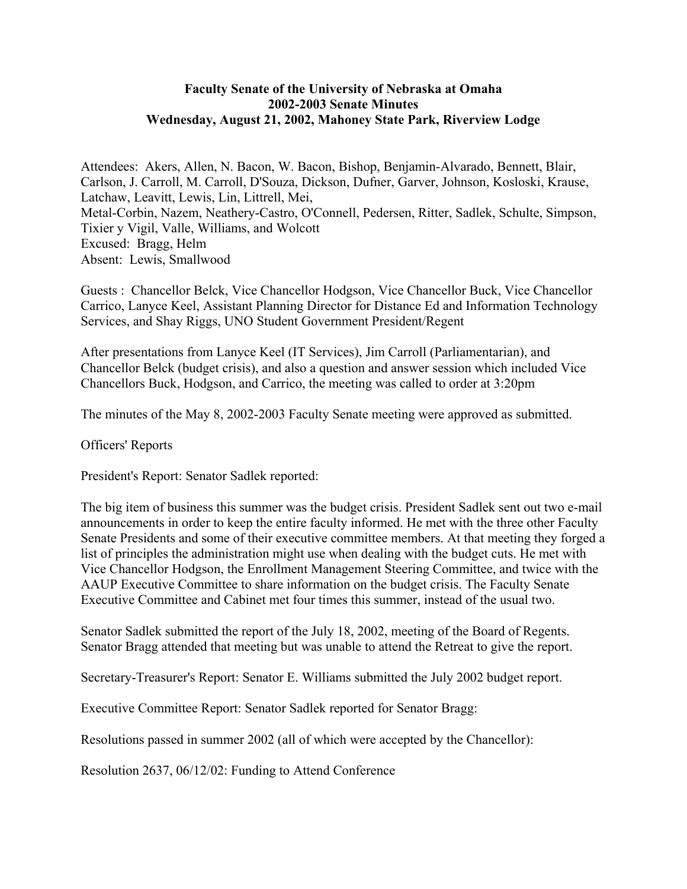**Faculty Senate of the University of Nebraska at Omaha**
**2002-2003 Senate Minutes**
**Wednesday, August 21, 2002, Mahoney State Park, Riverview Lodge**

Attendees: Akers, Allen, N. Bacon, W. Bacon, Bishop, Benjamin-Alvarado, Bennett, Blair, Carlson, J. Carroll, M. Carroll, D'Souza, Dickson, Dufner, Garver, Johnson, Kosloski, Krause, Latchaw, Leavitt, Lewis, Lin, Littrell, Mei,
Metal-Corbin, Nazem, Neathery-Castro, O'Connell, Pedersen, Ritter, Sadlek, Schulte, Simpson, Tixier y Vigil, Valle, Williams, and Wolcott
Excused: Bragg, Helm
Absent: Lewis, Smallwood

Guests : Chancellor Belck, Vice Chancellor Hodgson, Vice Chancellor Buck, Vice Chancellor Carrico, Lanyce Keel, Assistant Planning Director for Distance Ed and Information Technology Services, and Shay Riggs, UNO Student Government President/Regent

After presentations from Lanyce Keel (IT Services), Jim Carroll (Parliamentarian), and Chancellor Belck (budget crisis), and also a question and answer session which included Vice Chancellors Buck, Hodgson, and Carrico, the meeting was called to order at 3:20pm

The minutes of the May 8, 2002-2003 Faculty Senate meeting were approved as submitted.

Officers' Reports

President's Report: Senator Sadlek reported:

The big item of business this summer was the budget crisis. President Sadlek sent out two e-mail announcements in order to keep the entire faculty informed. He met with the three other Faculty Senate Presidents and some of their executive committee members. At that meeting they forged a list of principles the administration might use when dealing with the budget cuts. He met with Vice Chancellor Hodgson, the Enrollment Management Steering Committee, and twice with the AAUP Executive Committee to share information on the budget crisis. The Faculty Senate Executive Committee and Cabinet met four times this summer, instead of the usual two.

Senator Sadlek submitted the report of the July 18, 2002, meeting of the Board of Regents. Senator Bragg attended that meeting but was unable to attend the Retreat to give the report.

Secretary-Treasurer's Report: Senator E. Williams submitted the July 2002 budget report.

Executive Committee Report: Senator Sadlek reported for Senator Bragg:

Resolutions passed in summer 2002 (all of which were accepted by the Chancellor):

Resolution 2637, 06/12/02: Funding to Attend Conference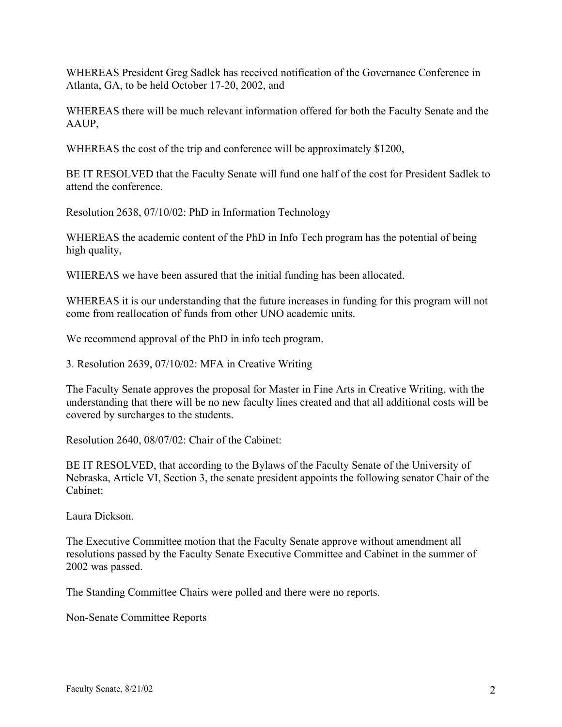WHEREAS President Greg Sadlek has received notification of the Governance Conference in Atlanta, GA, to be held October 17-20, 2002, and

WHEREAS there will be much relevant information offered for both the Faculty Senate and the AAUP,

WHEREAS the cost of the trip and conference will be approximately $1200,

BE IT RESOLVED that the Faculty Senate will fund one half of the cost for President Sadlek to attend the conference.

Resolution 2638, 07/10/02: PhD in Information Technology

WHEREAS the academic content of the PhD in Info Tech program has the potential of being high quality,

WHEREAS we have been assured that the initial funding has been allocated.

WHEREAS it is our understanding that the future increases in funding for this program will not come from reallocation of funds from other UNO academic units.

We recommend approval of the PhD in info tech program.

3. Resolution 2639, 07/10/02: MFA in Creative Writing

The Faculty Senate approves the proposal for Master in Fine Arts in Creative Writing, with the understanding that there will be no new faculty lines created and that all additional costs will be covered by surcharges to the students.

Resolution 2640, 08/07/02: Chair of the Cabinet:

BE IT RESOLVED, that according to the Bylaws of the Faculty Senate of the University of Nebraska, Article VI, Section 3, the senate president appoints the following senator Chair of the Cabinet:

Laura Dickson.

The Executive Committee motion that the Faculty Senate approve without amendment all resolutions passed by the Faculty Senate Executive Committee and Cabinet in the summer of 2002 was passed.

The Standing Committee Chairs were polled and there were no reports.

Non-Senate Committee Reports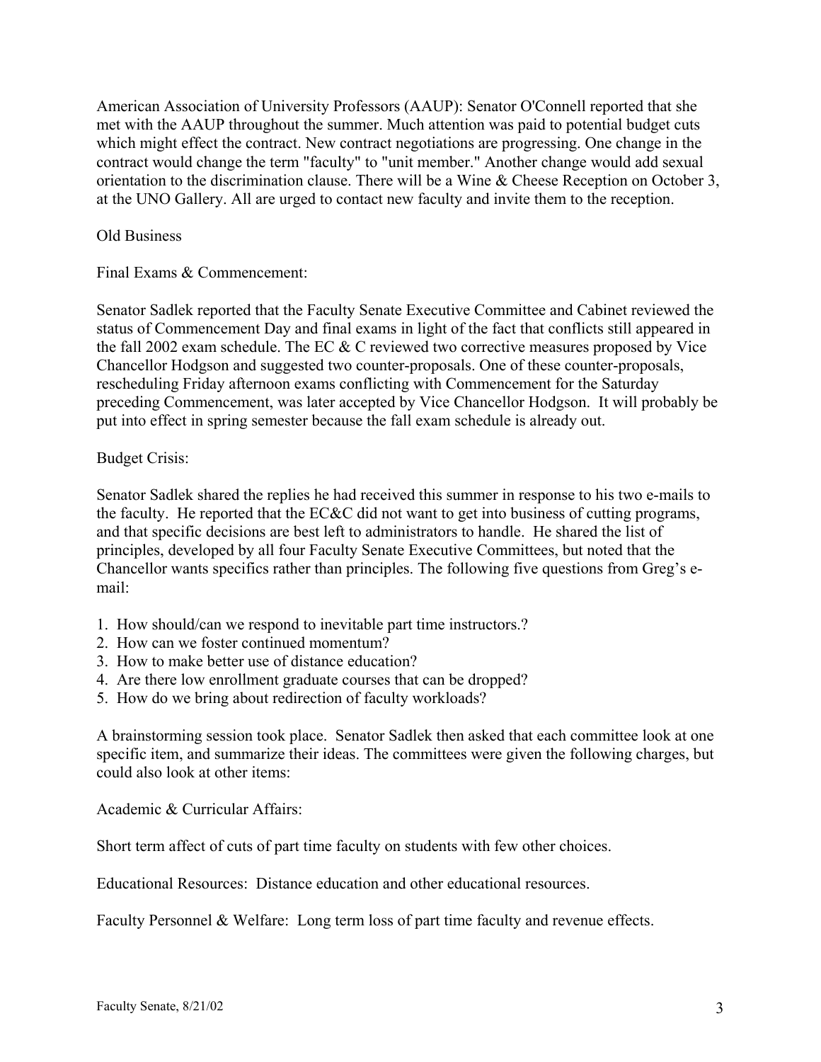American Association of University Professors (AAUP): Senator O'Connell reported that she met with the AAUP throughout the summer. Much attention was paid to potential budget cuts which might effect the contract. New contract negotiations are progressing. One change in the contract would change the term "faculty" to "unit member." Another change would add sexual orientation to the discrimination clause. There will be a Wine & Cheese Reception on October 3, at the UNO Gallery. All are urged to contact new faculty and invite them to the reception.

Old Business

Final Exams & Commencement:

Senator Sadlek reported that the Faculty Senate Executive Committee and Cabinet reviewed the status of Commencement Day and final exams in light of the fact that conflicts still appeared in the fall 2002 exam schedule. The EC & C reviewed two corrective measures proposed by Vice Chancellor Hodgson and suggested two counter-proposals. One of these counter-proposals, rescheduling Friday afternoon exams conflicting with Commencement for the Saturday preceding Commencement, was later accepted by Vice Chancellor Hodgson. It will probably be put into effect in spring semester because the fall exam schedule is already out.

Budget Crisis:

Senator Sadlek shared the replies he had received this summer in response to his two e-mails to the faculty. He reported that the EC&C did not want to get into business of cutting programs, and that specific decisions are best left to administrators to handle. He shared the list of principles, developed by all four Faculty Senate Executive Committees, but noted that the Chancellor wants specifics rather than principles. The following five questions from Greg's e-mail:

1. How should/can we respond to inevitable part time instructors.?
2. How can we foster continued momentum?
3. How to make better use of distance education?
4. Are there low enrollment graduate courses that can be dropped?
5. How do we bring about redirection of faculty workloads?

A brainstorming session took place. Senator Sadlek then asked that each committee look at one specific item, and summarize their ideas. The committees were given the following charges, but could also look at other items:

Academic & Curricular Affairs:

Short term affect of cuts of part time faculty on students with few other choices.

Educational Resources: Distance education and other educational resources.

Faculty Personnel & Welfare: Long term loss of part time faculty and revenue effects.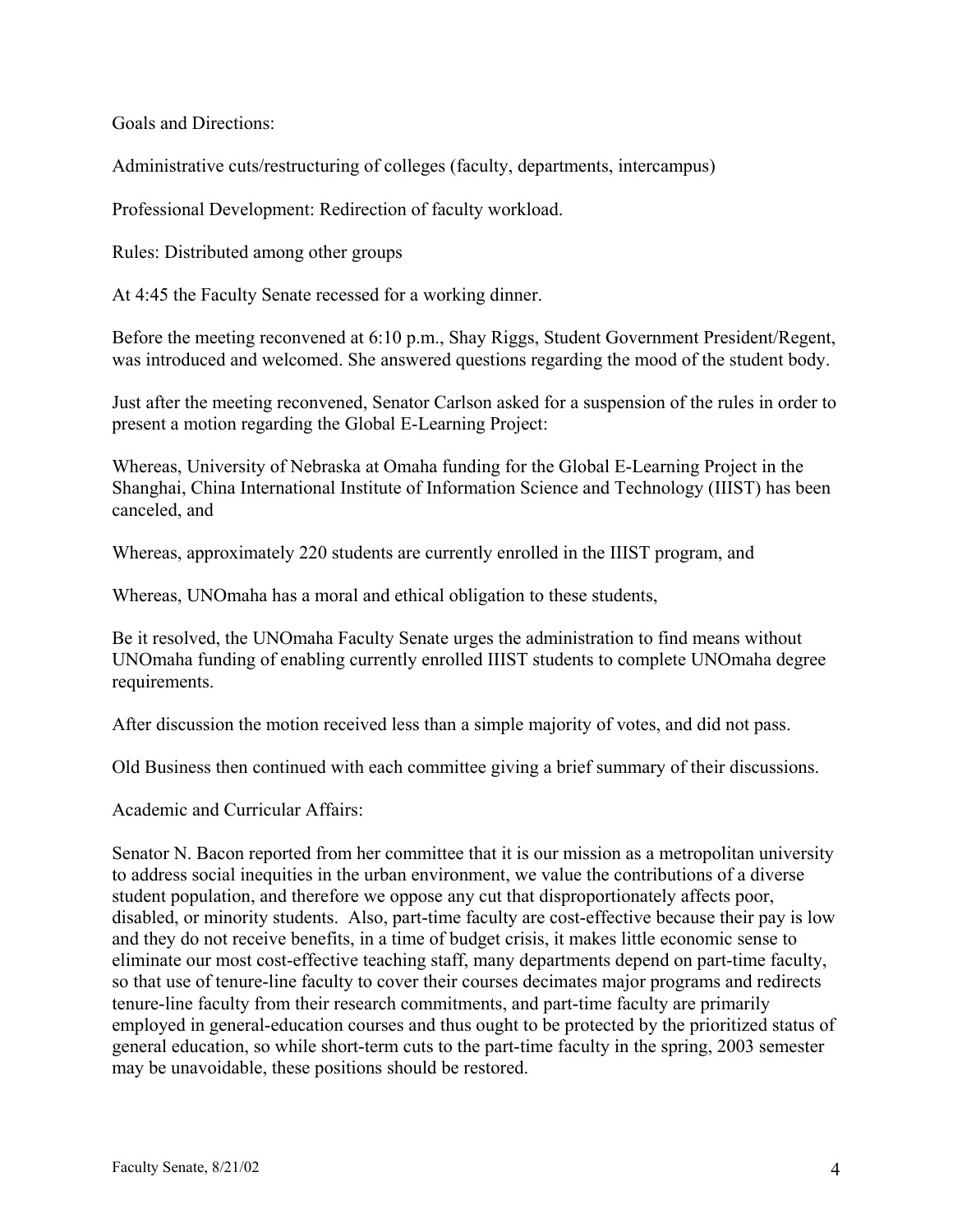Goals and Directions:

Administrative cuts/restructuring of colleges (faculty, departments, intercampus)

Professional Development: Redirection of faculty workload.

Rules: Distributed among other groups

At 4:45 the Faculty Senate recessed for a working dinner.

Before the meeting reconvened at 6:10 p.m., Shay Riggs, Student Government President/Regent, was introduced and welcomed. She answered questions regarding the mood of the student body.

Just after the meeting reconvened, Senator Carlson asked for a suspension of the rules in order to present a motion regarding the Global E-Learning Project:

Whereas, University of Nebraska at Omaha funding for the Global E-Learning Project in the Shanghai, China International Institute of Information Science and Technology (IIIST) has been canceled, and

Whereas, approximately 220 students are currently enrolled in the IIIST program, and

Whereas, UNOmaha has a moral and ethical obligation to these students,

Be it resolved, the UNOmaha Faculty Senate urges the administration to find means without UNOmaha funding of enabling currently enrolled IIIST students to complete UNOmaha degree requirements.

After discussion the motion received less than a simple majority of votes, and did not pass.

Old Business then continued with each committee giving a brief summary of their discussions.

Academic and Curricular Affairs:

Senator N. Bacon reported from her committee that it is our mission as a metropolitan university to address social inequities in the urban environment, we value the contributions of a diverse student population, and therefore we oppose any cut that disproportionately affects poor, disabled, or minority students. Also, part-time faculty are cost-effective because their pay is low and they do not receive benefits, in a time of budget crisis, it makes little economic sense to eliminate our most cost-effective teaching staff, many departments depend on part-time faculty, so that use of tenure-line faculty to cover their courses decimates major programs and redirects tenure-line faculty from their research commitments, and part-time faculty are primarily employed in general-education courses and thus ought to be protected by the prioritized status of general education, so while short-term cuts to the part-time faculty in the spring, 2003 semester may be unavoidable, these positions should be restored.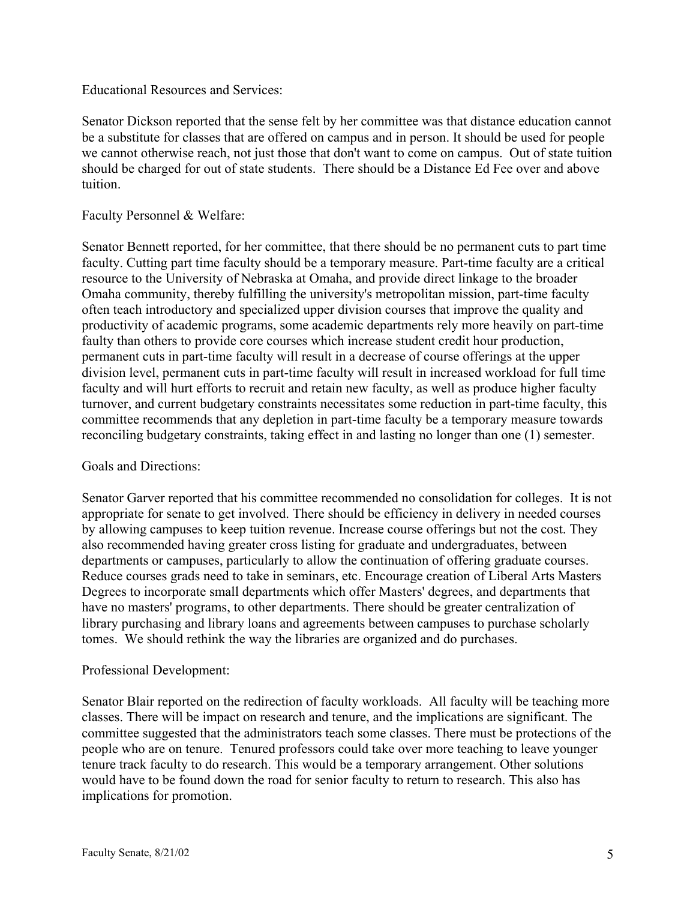Educational Resources and Services:

Senator Dickson reported that the sense felt by her committee was that distance education cannot be a substitute for classes that are offered on campus and in person. It should be used for people we cannot otherwise reach, not just those that don't want to come on campus. Out of state tuition should be charged for out of state students. There should be a Distance Ed Fee over and above tuition.

Faculty Personnel & Welfare:

Senator Bennett reported, for her committee, that there should be no permanent cuts to part time faculty. Cutting part time faculty should be a temporary measure. Part-time faculty are a critical resource to the University of Nebraska at Omaha, and provide direct linkage to the broader Omaha community, thereby fulfilling the university's metropolitan mission, part-time faculty often teach introductory and specialized upper division courses that improve the quality and productivity of academic programs, some academic departments rely more heavily on part-time faulty than others to provide core courses which increase student credit hour production, permanent cuts in part-time faculty will result in a decrease of course offerings at the upper division level, permanent cuts in part-time faculty will result in increased workload for full time faculty and will hurt efforts to recruit and retain new faculty, as well as produce higher faculty turnover, and current budgetary constraints necessitates some reduction in part-time faculty, this committee recommends that any depletion in part-time faculty be a temporary measure towards reconciling budgetary constraints, taking effect in and lasting no longer than one (1) semester.

Goals and Directions:

Senator Garver reported that his committee recommended no consolidation for colleges. It is not appropriate for senate to get involved. There should be efficiency in delivery in needed courses by allowing campuses to keep tuition revenue. Increase course offerings but not the cost. They also recommended having greater cross listing for graduate and undergraduates, between departments or campuses, particularly to allow the continuation of offering graduate courses. Reduce courses grads need to take in seminars, etc. Encourage creation of Liberal Arts Masters Degrees to incorporate small departments which offer Masters' degrees, and departments that have no masters' programs, to other departments. There should be greater centralization of library purchasing and library loans and agreements between campuses to purchase scholarly tomes. We should rethink the way the libraries are organized and do purchases.

Professional Development:

Senator Blair reported on the redirection of faculty workloads. All faculty will be teaching more classes. There will be impact on research and tenure, and the implications are significant. The committee suggested that the administrators teach some classes. There must be protections of the people who are on tenure. Tenured professors could take over more teaching to leave younger tenure track faculty to do research. This would be a temporary arrangement. Other solutions would have to be found down the road for senior faculty to return to research. This also has implications for promotion.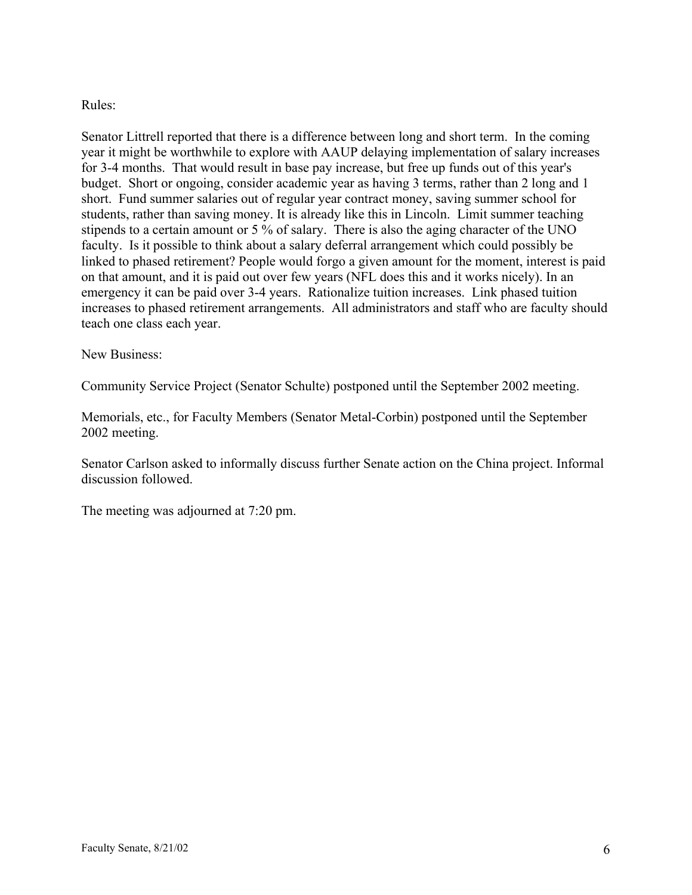Rules:

Senator Littrell reported that there is a difference between long and short term. In the coming year it might be worthwhile to explore with AAUP delaying implementation of salary increases for 3-4 months. That would result in base pay increase, but free up funds out of this year's budget. Short or ongoing, consider academic year as having 3 terms, rather than 2 long and 1 short. Fund summer salaries out of regular year contract money, saving summer school for students, rather than saving money. It is already like this in Lincoln. Limit summer teaching stipends to a certain amount or 5 % of salary. There is also the aging character of the UNO faculty. Is it possible to think about a salary deferral arrangement which could possibly be linked to phased retirement? People would forgo a given amount for the moment, interest is paid on that amount, and it is paid out over few years (NFL does this and it works nicely). In an emergency it can be paid over 3-4 years. Rationalize tuition increases. Link phased tuition increases to phased retirement arrangements. All administrators and staff who are faculty should teach one class each year.

New Business:

Community Service Project (Senator Schulte) postponed until the September 2002 meeting.

Memorials, etc., for Faculty Members (Senator Metal-Corbin) postponed until the September 2002 meeting.

Senator Carlson asked to informally discuss further Senate action on the China project. Informal discussion followed.

The meeting was adjourned at 7:20 pm.